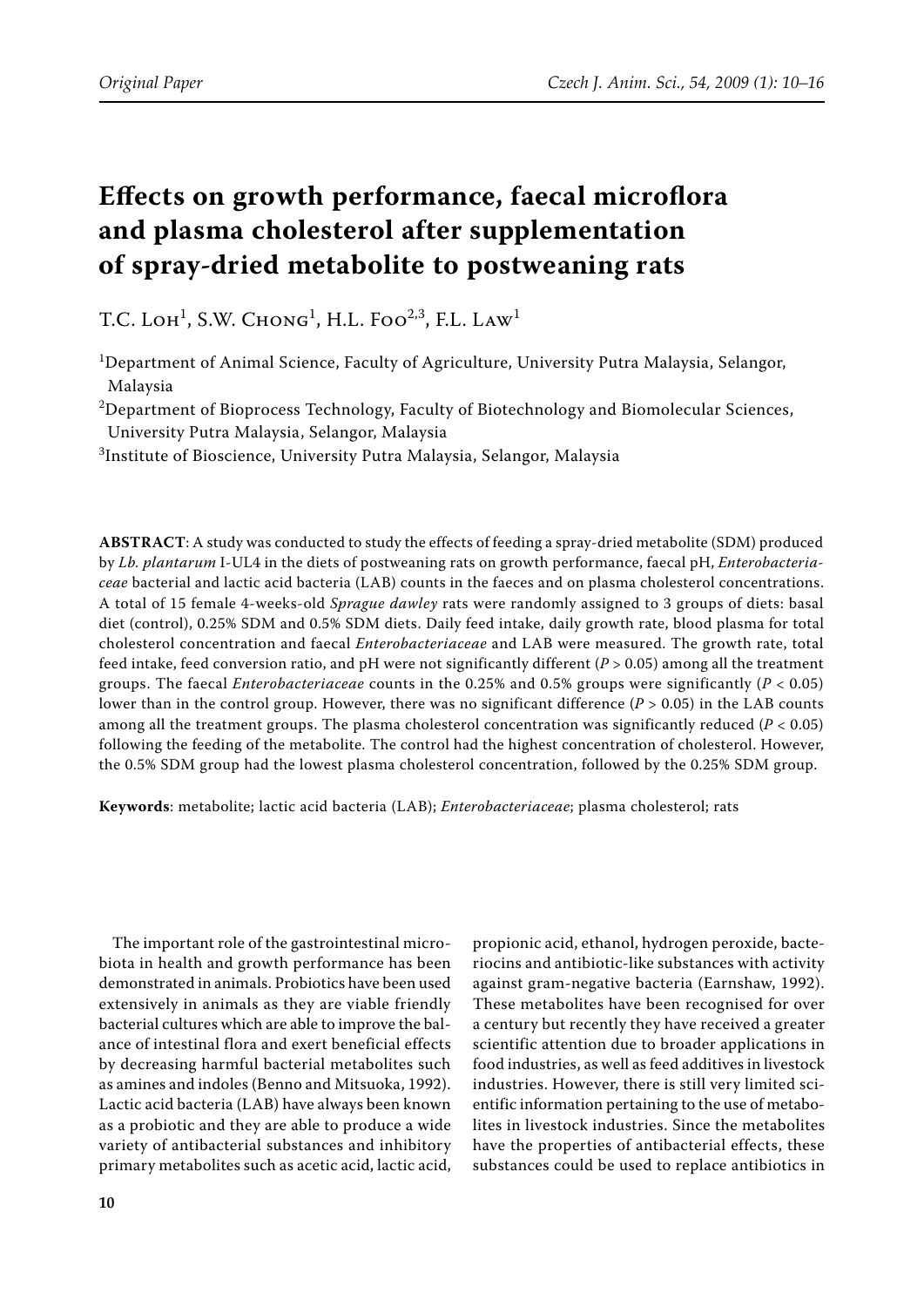Original Paper

# Effects on growth performance, faecal microflora and plasma cholesterol after supplementation of spray-dried metabolite to postweaning rats

T.C. Loh[1], S.W. Chong[1], H.L. Foo[2,3], F.L. Law[1]

[1]Department of Animal Science, Faculty of Agriculture, University Putra Malaysia, Selangor, Malaysia

[2]Department of Bioprocess Technology, Faculty of Biotechnology and Biomolecular Sciences, University Putra Malaysia, Selangor, Malaysia

[3]Institute of Bioscience, University Putra Malaysia, Selangor, Malaysia

**ABSTRACT**: A study was conducted to study the effects of feeding a spray-dried metabolite (SDM) produced by *Lb. plantarum* I-UL4 in the diets of postweaning rats on growth performance, faecal pH, *Enterobacteriaceae* bacterial and lactic acid bacteria (LAB) counts in the faeces and on plasma cholesterol concentrations. A total of 15 female 4-weeks-old *Sprague dawley* rats were randomly assigned to 3 groups of diets: basal diet (control), 0.25% SDM and 0.5% SDM diets. Daily feed intake, daily growth rate, blood plasma for total cholesterol concentration and faecal *Enterobacteriaceae* and LAB were measured. The growth rate, total feed intake, feed conversion ratio, and pH were not significantly different ($P > 0.05$) among all the treatment groups. The faecal *Enterobacteriaceae* counts in the 0.25% and 0.5% groups were significantly ($P < 0.05$) lower than in the control group. However, there was no significant difference ($P > 0.05$) in the LAB counts among all the treatment groups. The plasma cholesterol concentration was significantly reduced ($P < 0.05$) following the feeding of the metabolite. The control had the highest concentration of cholesterol. However, the 0.5% SDM group had the lowest plasma cholesterol concentration, followed by the 0.25% SDM group.

**Keywords**: metabolite; lactic acid bacteria (LAB); *Enterobacteriaceae*; plasma cholesterol; rats

The important role of the gastrointestinal microbiota in health and growth performance has been demonstrated in animals. Probiotics have been used extensively in animals as they are viable friendly bacterial cultures which are able to improve the balance of intestinal flora and exert beneficial effects by decreasing harmful bacterial metabolites such as amines and indoles (Benno and Mitsuoka, 1992). Lactic acid bacteria (LAB) have always been known as a probiotic and they are able to produce a wide variety of antibacterial substances and inhibitory primary metabolites such as acetic acid, lactic acid, propionic acid, ethanol, hydrogen peroxide, bacteriocins and antibiotic-like substances with activity against gram-negative bacteria (Earnshaw, 1992). These metabolites have been recognised for over a century but recently they have received a greater scientific attention due to broader applications in food industries, as well as feed additives in livestock industries. However, there is still very limited scientific information pertaining to the use of metabolites in livestock industries. Since the metabolites have the properties of antibacterial effects, these substances could be used to replace antibiotics in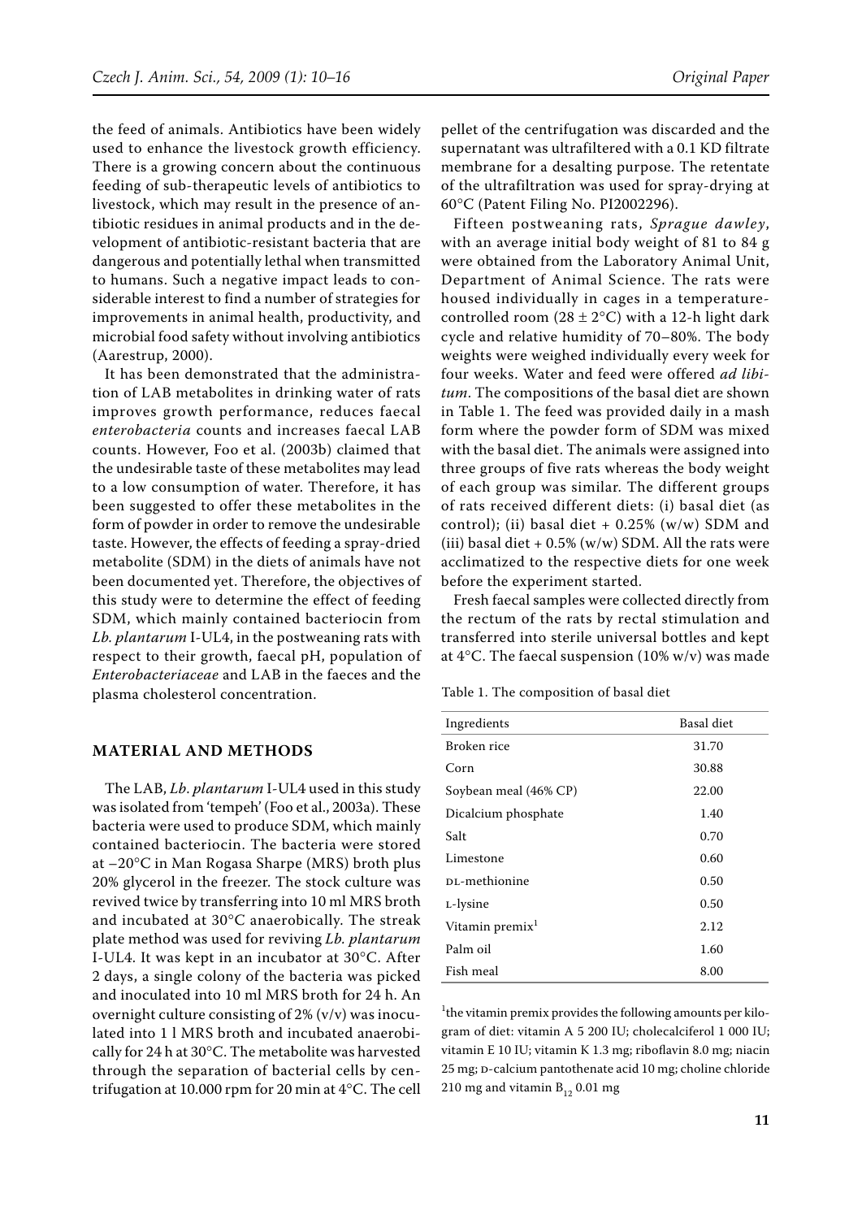the feed of animals. Antibiotics have been widely used to enhance the livestock growth efficiency. There is a growing concern about the continuous feeding of sub-therapeutic levels of antibiotics to livestock, which may result in the presence of antibiotic residues in animal products and in the development of antibiotic-resistant bacteria that are dangerous and potentially lethal when transmitted to humans. Such a negative impact leads to considerable interest to find a number of strategies for improvements in animal health, productivity, and microbial food safety without involving antibiotics (Aarestrup, 2000).

It has been demonstrated that the administration of LAB metabolites in drinking water of rats improves growth performance, reduces faecal *enterobacteria* counts and increases faecal LAB counts. However, Foo et al. (2003b) claimed that the undesirable taste of these metabolites may lead to a low consumption of water. Therefore, it has been suggested to offer these metabolites in the form of powder in order to remove the undesirable taste. However, the effects of feeding a spray-dried metabolite (SDM) in the diets of animals have not been documented yet. Therefore, the objectives of this study were to determine the effect of feeding SDM, which mainly contained bacteriocin from *Lb. plantarum* I-UL4, in the postweaning rats with respect to their growth, faecal pH, population of *Enterobacteriaceae* and LAB in the faeces and the plasma cholesterol concentration.

## MATERIAL AND METHODS

The LAB, *Lb. plantarum* I-UL4 used in this study was isolated from 'tempeh' (Foo et al., 2003a). These bacteria were used to produce SDM, which mainly contained bacteriocin. The bacteria were stored at −20°C in Man Rogasa Sharpe (MRS) broth plus 20% glycerol in the freezer. The stock culture was revived twice by transferring into 10 ml MRS broth and incubated at 30°C anaerobically. The streak plate method was used for reviving *Lb. plantarum* I-UL4. It was kept in an incubator at 30°C. After 2 days, a single colony of the bacteria was picked and inoculated into 10 ml MRS broth for 24 h. An overnight culture consisting of 2% (v/v) was inoculated into 1 l MRS broth and incubated anaerobically for 24 h at 30°C. The metabolite was harvested through the separation of bacterial cells by centrifugation at 10.000 rpm for 20 min at 4°C. The cell pellet of the centrifugation was discarded and the supernatant was ultrafiltered with a 0.1 KD filtrate membrane for a desalting purpose. The retentate of the ultrafiltration was used for spray-drying at 60°C (Patent Filing No. PI2002296).

Fifteen postweaning rats, *Sprague dawley*, with an average initial body weight of 81 to 84 g were obtained from the Laboratory Animal Unit, Department of Animal Science. The rats were housed individually in cages in a temperature-controlled room (28 ± 2°C) with a 12-h light dark cycle and relative humidity of 70–80%. The body weights were weighed individually every week for four weeks. Water and feed were offered *ad libitum*. The compositions of the basal diet are shown in Table 1. The feed was provided daily in a mash form where the powder form of SDM was mixed with the basal diet. The animals were assigned into three groups of five rats whereas the body weight of each group was similar. The different groups of rats received different diets: (i) basal diet (as control); (ii) basal diet + 0.25% (w/w) SDM and (iii) basal diet + 0.5% (w/w) SDM. All the rats were acclimatized to the respective diets for one week before the experiment started.

Fresh faecal samples were collected directly from the rectum of the rats by rectal stimulation and transferred into sterile universal bottles and kept at 4°C. The faecal suspension (10% w/v) was made

Table 1. The composition of basal diet

| Ingredients | Basal diet |
|---|---|
| Broken rice | 31.70 |
| Corn | 30.88 |
| Soybean meal (46% CP) | 22.00 |
| Dicalcium phosphate | 1.40 |
| Salt | 0.70 |
| Limestone | 0.60 |
| DL-methionine | 0.50 |
| L-lysine | 0.50 |
| Vitamin premix[1] | 2.12 |
| Palm oil | 1.60 |
| Fish meal | 8.00 |

[1]the vitamin premix provides the following amounts per kilogram of diet: vitamin A 5 200 IU; cholecalciferol 1 000 IU; vitamin E 10 IU; vitamin K 1.3 mg; riboflavin 8.0 mg; niacin 25 mg; D-calcium pantothenate acid 10 mg; choline chloride 210 mg and vitamin $B_{12}$ 0.01 mg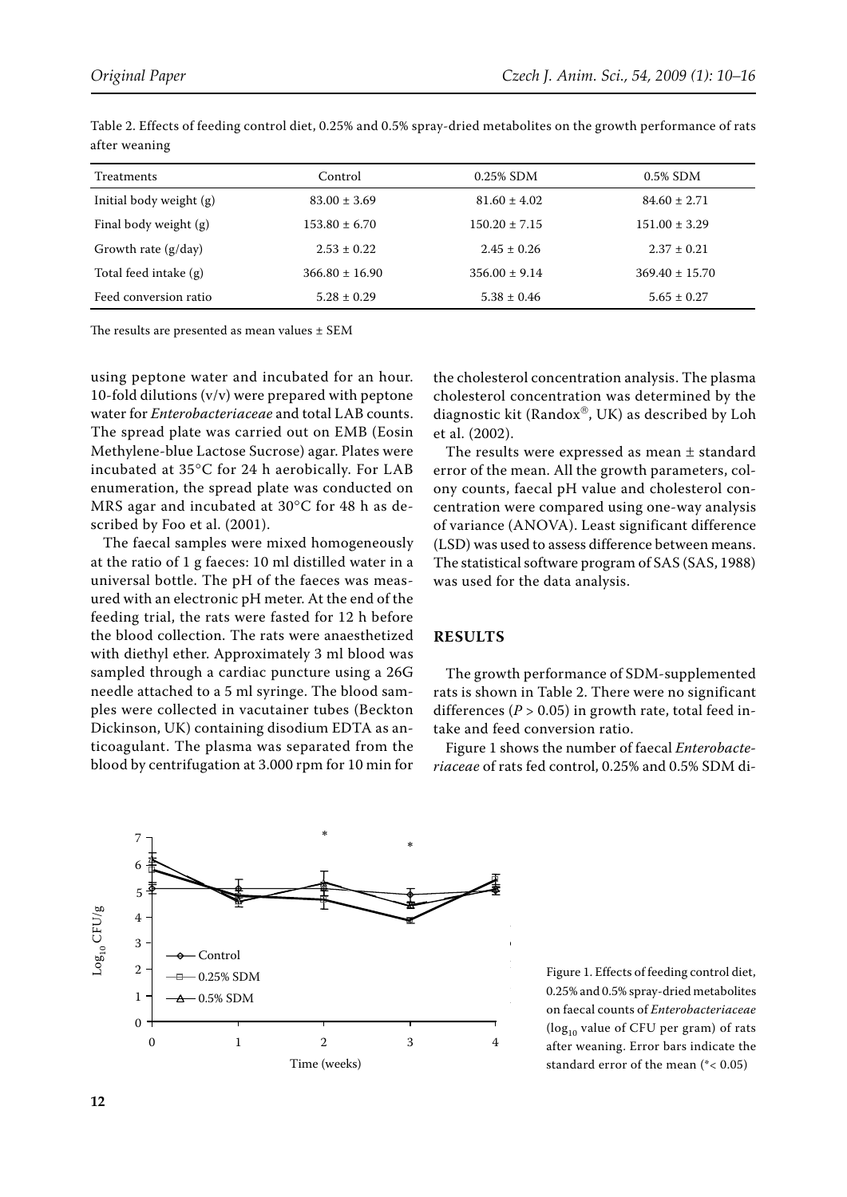Table 2. Effects of feeding control diet, 0.25% and 0.5% spray-dried metabolites on the growth performance of rats after weaning

| Treatments | Control | 0.25% SDM | 0.5% SDM |
|---|---|---|---|
| Initial body weight (g) | 83.00 ± 3.69 | 81.60 ± 4.02 | 84.60 ± 2.71 |
| Final body weight (g) | 153.80 ± 6.70 | 150.20 ± 7.15 | 151.00 ± 3.29 |
| Growth rate (g/day) | 2.53 ± 0.22 | 2.45 ± 0.26 | 2.37 ± 0.21 |
| Total feed intake (g) | 366.80 ± 16.90 | 356.00 ± 9.14 | 369.40 ± 15.70 |
| Feed conversion ratio | 5.28 ± 0.29 | 5.38 ± 0.46 | 5.65 ± 0.27 |

The results are presented as mean values ± SEM

using peptone water and incubated for an hour. 10-fold dilutions (v/v) were prepared with peptone water for *Enterobacteriaceae* and total LAB counts. The spread plate was carried out on EMB (Eosin Methylene-blue Lactose Sucrose) agar. Plates were incubated at 35°C for 24 h aerobically. For LAB enumeration, the spread plate was conducted on MRS agar and incubated at 30°C for 48 h as described by Foo et al. (2001).

The faecal samples were mixed homogeneously at the ratio of 1 g faeces: 10 ml distilled water in a universal bottle. The pH of the faeces was measured with an electronic pH meter. At the end of the feeding trial, the rats were fasted for 12 h before the blood collection. The rats were anaesthetized with diethyl ether. Approximately 3 ml blood was sampled through a cardiac puncture using a 26G needle attached to a 5 ml syringe. The blood samples were collected in vacutainer tubes (Beckton Dickinson, UK) containing disodium EDTA as anticoagulant. The plasma was separated from the blood by centrifugation at 3.000 rpm for 10 min for the cholesterol concentration analysis. The plasma cholesterol concentration was determined by the diagnostic kit (Randox®, UK) as described by Loh et al. (2002).

The results were expressed as mean ± standard error of the mean. All the growth parameters, colony counts, faecal pH value and cholesterol concentration were compared using one-way analysis of variance (ANOVA). Least significant difference (LSD) was used to assess difference between means. The statistical software program of SAS (SAS, 1988) was used for the data analysis.

## RESULTS

The growth performance of SDM-supplemented rats is shown in Table 2. There were no significant differences ($P > 0.05$) in growth rate, total feed intake and feed conversion ratio.

Figure 1 shows the number of faecal *Enterobacteriaceae* of rats fed control, 0.25% and 0.5% SDM di-

Figure 1. Effects of feeding control diet, 0.25% and 0.5% spray-dried metabolites on faecal counts of *Enterobacteriaceae* ($\log_{10}$ value of CFU per gram) of rats after weaning. Error bars indicate the standard error of the mean (*< 0.05)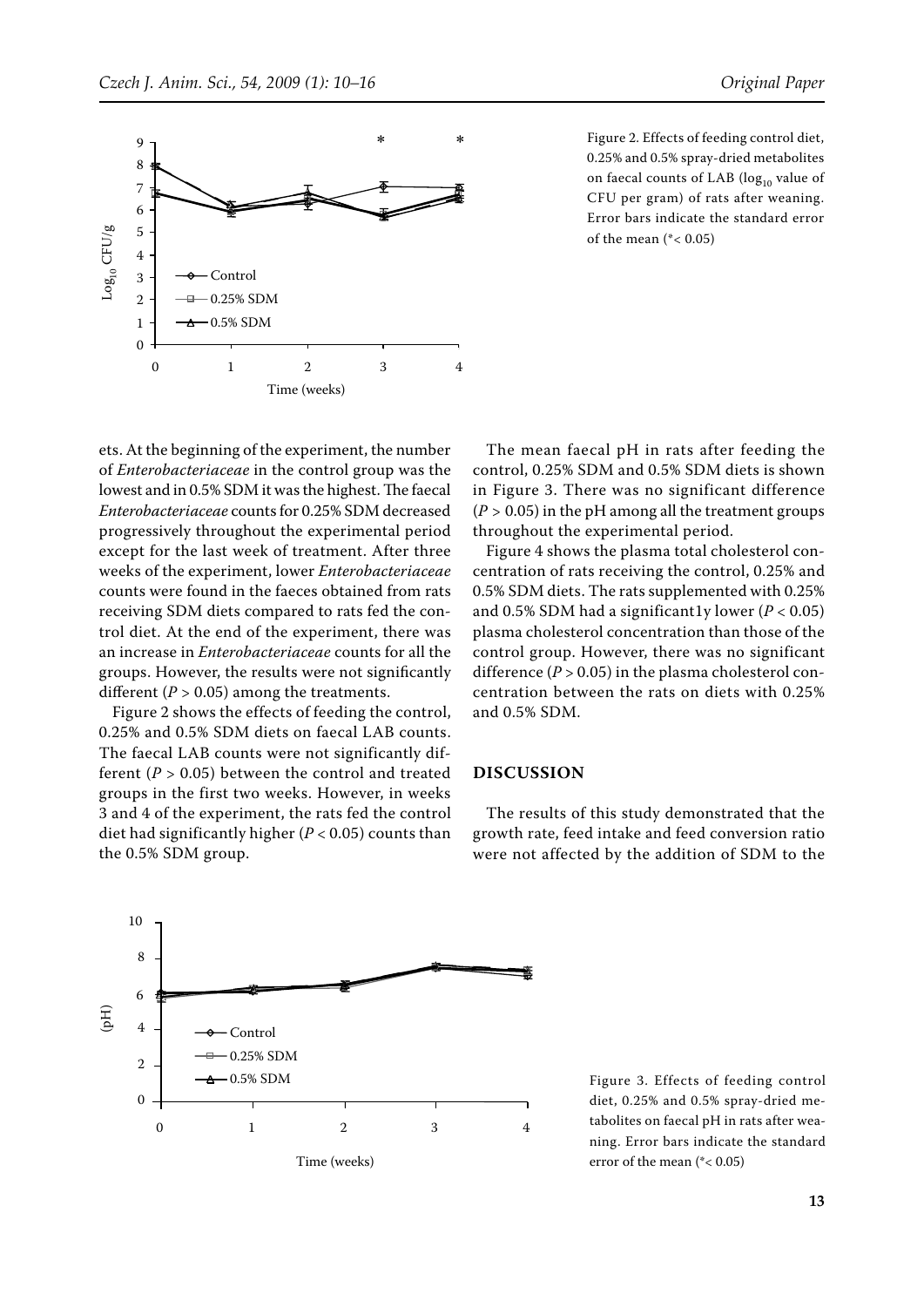Figure 2. Effects of feeding control diet, 0.25% and 0.5% spray-dried metabolites on faecal counts of LAB ($log_{10}$ value of CFU per gram) of rats after weaning. Error bars indicate the standard error of the mean (*< 0.05)

ets. At the beginning of the experiment, the number of *Enterobacteriaceae* in the control group was the lowest and in 0.5% SDM it was the highest. The faecal *Enterobacteriaceae* counts for 0.25% SDM decreased progressively throughout the experimental period except for the last week of treatment. After three weeks of the experiment, lower *Enterobacteriaceae* counts were found in the faeces obtained from rats receiving SDM diets compared to rats fed the control diet. At the end of the experiment, there was an increase in *Enterobacteriaceae* counts for all the groups. However, the results were not significantly different ($P > 0.05$) among the treatments.

Figure 2 shows the effects of feeding the control, 0.25% and 0.5% SDM diets on faecal LAB counts. The faecal LAB counts were not significantly different ($P > 0.05$) between the control and treated groups in the first two weeks. However, in weeks 3 and 4 of the experiment, the rats fed the control diet had significantly higher ($P < 0.05$) counts than the 0.5% SDM group.

The mean faecal pH in rats after feeding the control, 0.25% SDM and 0.5% SDM diets is shown in Figure 3. There was no significant difference ($P > 0.05$) in the pH among all the treatment groups throughout the experimental period.

Figure 4 shows the plasma total cholesterol concentration of rats receiving the control, 0.25% and 0.5% SDM diets. The rats supplemented with 0.25% and 0.5% SDM had a significant1y lower ($P < 0.05$) plasma cholesterol concentration than those of the control group. However, there was no significant difference ($P > 0.05$) in the plasma cholesterol concentration between the rats on diets with 0.25% and 0.5% SDM.

## DISCUSSION

The results of this study demonstrated that the growth rate, feed intake and feed conversion ratio were not affected by the addition of SDM to the

Figure 3. Effects of feeding control diet, 0.25% and 0.5% spray-dried metabolites on faecal pH in rats after weaning. Error bars indicate the standard error of the mean (*< 0.05)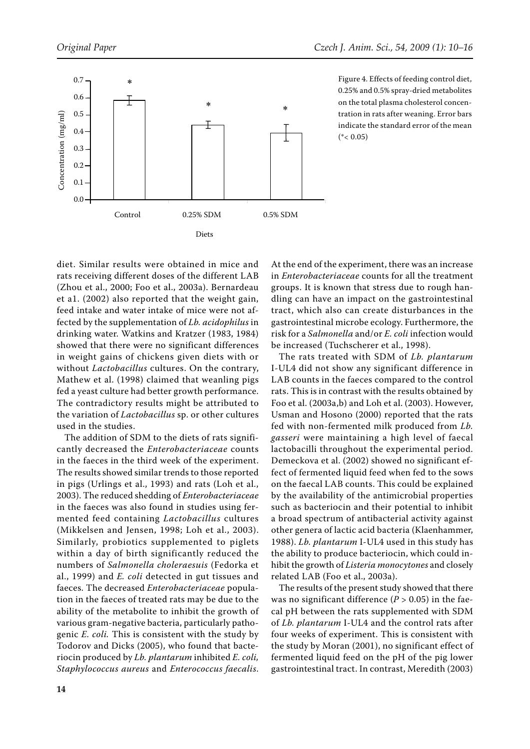Figure 4. Effects of feeding control diet, 0.25% and 0.5% spray-dried metabolites on the total plasma cholesterol concentration in rats after weaning. Error bars indicate the standard error of the mean (*< 0.05)

diet. Similar results were obtained in mice and rats receiving different doses of the different LAB (Zhou et al., 2000; Foo et al., 2003a). Bernardeau et a1. (2002) also reported that the weight gain, feed intake and water intake of mice were not affected by the supplementation of *Lb. acidophilus* in drinking water. Watkins and Kratzer (1983, 1984) showed that there were no significant differences in weight gains of chickens given diets with or without *Lactobacillus* cultures. On the contrary, Mathew et al. (1998) claimed that weanling pigs fed a yeast culture had better growth performance. The contradictory results might be attributed to the variation of *Lactobacillus* sp. or other cultures used in the studies.

The addition of SDM to the diets of rats significantly decreased the *Enterobacteriaceae* counts in the faeces in the third week of the experiment. The results showed similar trends to those reported in pigs (Urlings et al., 1993) and rats (Loh et al., 2003). The reduced shedding of *Enterobacteriaceae* in the faeces was also found in studies using fermented feed containing *Lactobacillus* cultures (Mikkelsen and Jensen, 1998; Loh et al., 2003). Similarly, probiotics supplemented to piglets within a day of birth significantly reduced the numbers of *Salmonella choleraesuis* (Fedorka et al., 1999) and *E. coli* detected in gut tissues and faeces. The decreased *Enterobacteriaceae* population in the faeces of treated rats may be due to the ability of the metabolite to inhibit the growth of various gram-negative bacteria, particularly pathogenic *E. coli.* This is consistent with the study by Todorov and Dicks (2005), who found that bacteriocin produced by *Lb. plantarum* inhibited *E. coli, Staphylococcus aureus* and *Enterococcus faecalis*. At the end of the experiment, there was an increase in *Enterobacteriaceae* counts for all the treatment groups. It is known that stress due to rough handling can have an impact on the gastrointestinal tract, which also can create disturbances in the gastrointestinal microbe ecology. Furthermore, the risk for a *Salmonella* and/or *E. coli* infection would be increased (Tuchscherer et al., 1998).

The rats treated with SDM of *Lb. plantarum* I-UL4 did not show any significant difference in LAB counts in the faeces compared to the control rats. This is in contrast with the results obtained by Foo et al. (2003a,b) and Loh et al. (2003). However, Usman and Hosono (2000) reported that the rats fed with non-fermented milk produced from *Lb. gasseri* were maintaining a high level of faecal lactobacilli throughout the experimental period. Demeckova et al. (2002) showed no significant effect of fermented liquid feed when fed to the sows on the faecal LAB counts. This could be explained by the availability of the antimicrobial properties such as bacteriocin and their potential to inhibit a broad spectrum of antibacterial activity against other genera of lactic acid bacteria (Klaenhammer, 1988). *Lb. plantarum* I-UL4 used in this study has the ability to produce bacteriocin, which could inhibit the growth of *Listeria monocytones* and closely related LAB (Foo et al., 2003a).

The results of the present study showed that there was no significant difference ($P > 0.05$) in the faecal pH between the rats supplemented with SDM of *Lb. plantarum* I-UL4 and the control rats after four weeks of experiment. This is consistent with the study by Moran (2001), no significant effect of fermented liquid feed on the pH of the pig lower gastrointestinal tract. In contrast, Meredith (2003)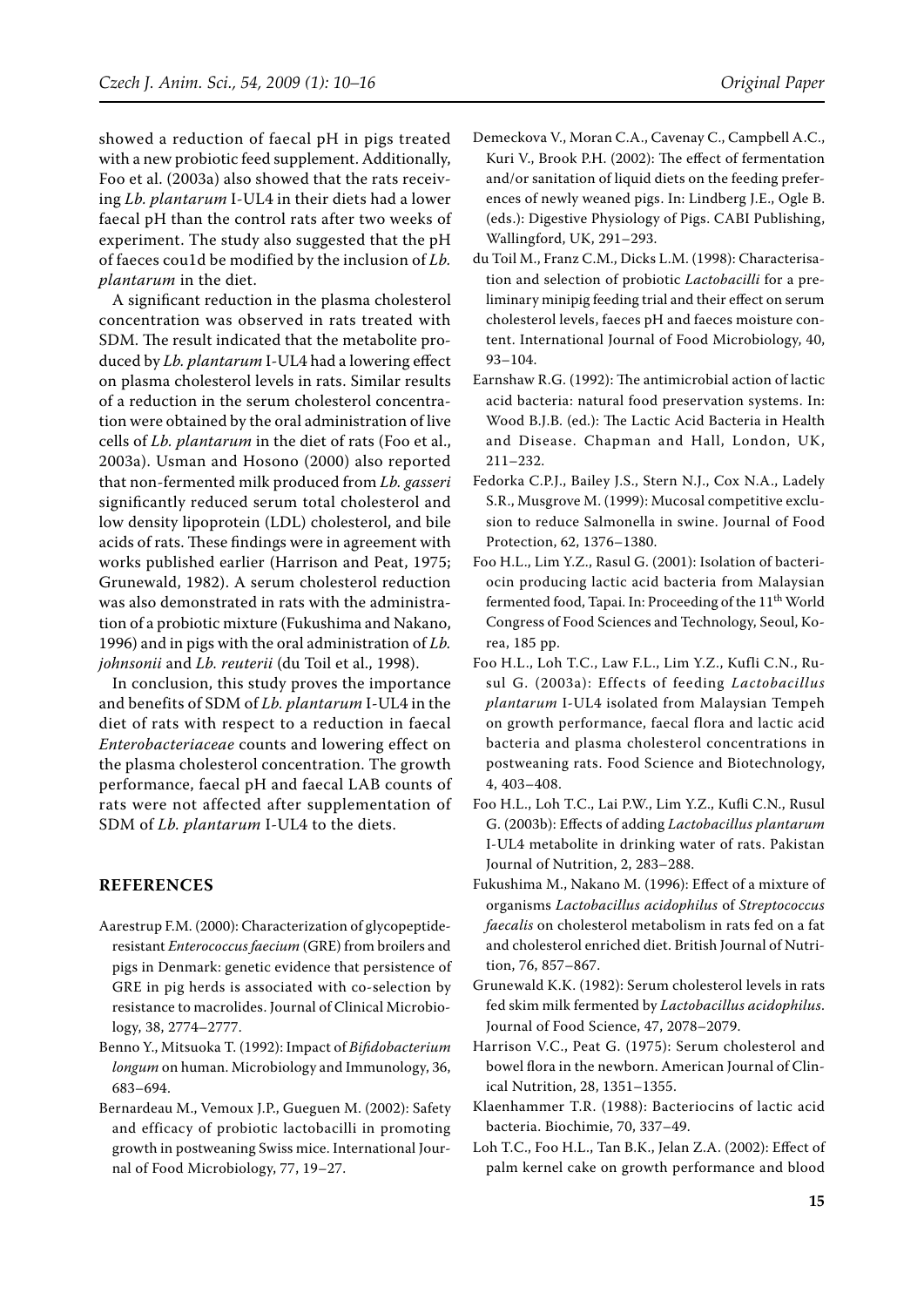showed a reduction of faecal pH in pigs treated with a new probiotic feed supplement. Additionally, Foo et al. (2003a) also showed that the rats receiving *Lb. plantarum* I-UL4 in their diets had a lower faecal pH than the control rats after two weeks of experiment. The study also suggested that the pH of faeces cou1d be modified by the inclusion of *Lb. plantarum* in the diet.

A significant reduction in the plasma cholesterol concentration was observed in rats treated with SDM. The result indicated that the metabolite produced by *Lb. plantarum* I-UL4 had a lowering effect on plasma cholesterol levels in rats. Similar results of a reduction in the serum cholesterol concentration were obtained by the oral administration of live cells of *Lb. plantarum* in the diet of rats (Foo et al., 2003a). Usman and Hosono (2000) also reported that non-fermented milk produced from *Lb. gasseri* significantly reduced serum total cholesterol and low density lipoprotein (LDL) cholesterol, and bile acids of rats. These findings were in agreement with works published earlier (Harrison and Peat, 1975; Grunewald, 1982). A serum cholesterol reduction was also demonstrated in rats with the administration of a probiotic mixture (Fukushima and Nakano, 1996) and in pigs with the oral administration of *Lb. johnsonii* and *Lb. reuterii* (du Toil et al., 1998).

In conclusion, this study proves the importance and benefits of SDM of *Lb. plantarum* I-UL4 in the diet of rats with respect to a reduction in faecal *Enterobacteriaceae* counts and lowering effect on the plasma cholesterol concentration. The growth performance, faecal pH and faecal LAB counts of rats were not affected after supplementation of SDM of *Lb. plantarum* I-UL4 to the diets.

## REFERENCES

Aarestrup F.M. (2000): Characterization of glycopeptide-resistant *Enterococcus faecium* (GRE) from broilers and pigs in Denmark: genetic evidence that persistence of GRE in pig herds is associated with co-selection by resistance to macrolides. Journal of Clinical Microbiology, 38, 2774–2777.

Benno Y., Mitsuoka T. (1992): Impact of *Bifidobacterium longum* on human. Microbiology and Immunology, 36, 683–694.

Bernardeau M., Vemoux J.P., Gueguen M. (2002): Safety and efficacy of probiotic lactobacilli in promoting growth in postweaning Swiss mice. International Journal of Food Microbiology, 77, 19–27.

Demeckova V., Moran C.A., Cavenay C., Campbell A.C., Kuri V., Brook P.H. (2002): The effect of fermentation and/or sanitation of liquid diets on the feeding preferences of newly weaned pigs. In: Lindberg J.E., Ogle B. (eds.): Digestive Physiology of Pigs. CABI Publishing, Wallingford, UK, 291–293.

du Toil M., Franz C.M., Dicks L.M. (1998): Characterisation and selection of probiotic *Lactobacilli* for a preliminary minipig feeding trial and their effect on serum cholesterol levels, faeces pH and faeces moisture content. International Journal of Food Microbiology, 40, 93–104.

Earnshaw R.G. (1992): The antimicrobial action of lactic acid bacteria: natural food preservation systems. In: Wood B.J.B. (ed.): The Lactic Acid Bacteria in Health and Disease. Chapman and Hall, London, UK, 211–232.

Fedorka C.P.J., Bailey J.S., Stern N.J., Cox N.A., Ladely S.R., Musgrove M. (1999): Mucosal competitive exclusion to reduce Salmonella in swine. Journal of Food Protection, 62, 1376–1380.

Foo H.L., Lim Y.Z., Rasul G. (2001): Isolation of bacteriocin producing lactic acid bacteria from Malaysian fermented food, Tapai. In: Proceeding of the 11th World Congress of Food Sciences and Technology, Seoul, Korea, 185 pp.

Foo H.L., Loh T.C., Law F.L., Lim Y.Z., Kufli C.N., Rusul G. (2003a): Effects of feeding *Lactobacillus plantarum* I-UL4 isolated from Malaysian Tempeh on growth performance, faecal flora and lactic acid bacteria and plasma cholesterol concentrations in postweaning rats. Food Science and Biotechnology, 4, 403–408.

Foo H.L., Loh T.C., Lai P.W., Lim Y.Z., Kufli C.N., Rusul G. (2003b): Effects of adding *Lactobacillus plantarum* I-UL4 metabolite in drinking water of rats. Pakistan Journal of Nutrition, 2, 283–288.

Fukushima M., Nakano M. (1996): Effect of a mixture of organisms *Lactobacillus acidophilus* of *Streptococcus faecalis* on cholesterol metabolism in rats fed on a fat and cholesterol enriched diet. British Journal of Nutrition, 76, 857–867.

Grunewald K.K. (1982): Serum cholesterol levels in rats fed skim milk fermented by *Lactobacillus acidophilus*. Journal of Food Science, 47, 2078–2079.

Harrison V.C., Peat G. (1975): Serum cholesterol and bowel flora in the newborn. American Journal of Clinical Nutrition, 28, 1351–1355.

Klaenhammer T.R. (1988): Bacteriocins of lactic acid bacteria. Biochimie, 70, 337–49.

Loh T.C., Foo H.L., Tan B.K., Jelan Z.A. (2002): Effect of palm kernel cake on growth performance and blood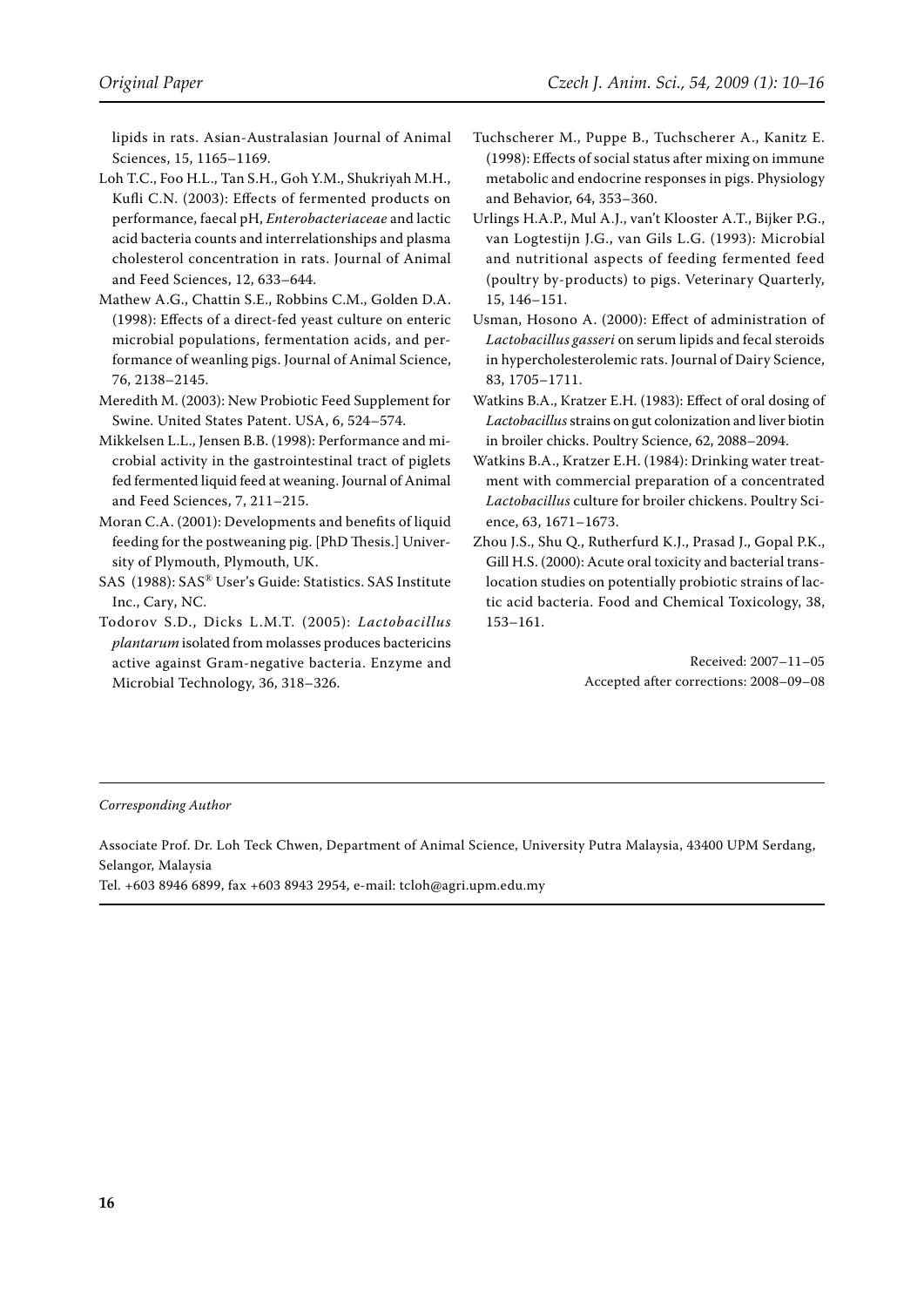lipids in rats. Asian-Australasian Journal of Animal Sciences, 15, 1165–1169.

Loh T.C., Foo H.L., Tan S.H., Goh Y.M., Shukriyah M.H., Kufli C.N. (2003): Effects of fermented products on performance, faecal pH, *Enterobacteriaceae* and lactic acid bacteria counts and interrelationships and plasma cholesterol concentration in rats. Journal of Animal and Feed Sciences, 12, 633–644.

Mathew A.G., Chattin S.E., Robbins C.M., Golden D.A. (1998): Effects of a direct-fed yeast culture on enteric microbial populations, fermentation acids, and performance of weanling pigs. Journal of Animal Science, 76, 2138–2145.

Meredith M. (2003): New Probiotic Feed Supplement for Swine. United States Patent. USA, 6, 524–574.

Mikkelsen L.L., Jensen B.B. (1998): Performance and microbial activity in the gastrointestinal tract of piglets fed fermented liquid feed at weaning. Journal of Animal and Feed Sciences, 7, 211–215.

Moran C.A. (2001): Developments and benefits of liquid feeding for the postweaning pig. [PhD Thesis.] University of Plymouth, Plymouth, UK.

SAS (1988): SAS® User's Guide: Statistics. SAS Institute Inc., Cary, NC.

Todorov S.D., Dicks L.M.T. (2005): *Lactobacillus plantarum* isolated from molasses produces bactericins active against Gram-negative bacteria. Enzyme and Microbial Technology, 36, 318–326.

Tuchscherer M., Puppe B., Tuchscherer A., Kanitz E. (1998): Effects of social status after mixing on immune metabolic and endocrine responses in pigs. Physiology and Behavior, 64, 353–360.

Urlings H.A.P., Mul A.J., van't Klooster A.T., Bijker P.G., van Logtestijn J.G., van Gils L.G. (1993): Microbial and nutritional aspects of feeding fermented feed (poultry by-products) to pigs. Veterinary Quarterly, 15, 146–151.

Usman, Hosono A. (2000): Effect of administration of *Lactobacillus gasseri* on serum lipids and fecal steroids in hypercholesterolemic rats. Journal of Dairy Science, 83, 1705–1711.

Watkins B.A., Kratzer E.H. (1983): Effect of oral dosing of *Lactobacillus* strains on gut colonization and liver biotin in broiler chicks. Poultry Science, 62, 2088–2094.

Watkins B.A., Kratzer E.H. (1984): Drinking water treatment with commercial preparation of a concentrated *Lactobacillus* culture for broiler chickens. Poultry Science, 63, 1671–1673.

Zhou J.S., Shu Q., Rutherfurd K.J., Prasad J., Gopal P.K., Gill H.S. (2000): Acute oral toxicity and bacterial translocation studies on potentially probiotic strains of lactic acid bacteria. Food and Chemical Toxicology, 38, 153–161.

Received: 2007–11–05
Accepted after corrections: 2008–09–08

*Corresponding Author*

Associate Prof. Dr. Loh Teck Chwen, Department of Animal Science, University Putra Malaysia, 43400 UPM Serdang, Selangor, Malaysia
Tel. +603 8946 6899, fax +603 8943 2954, e-mail: tcloh@agri.upm.edu.my